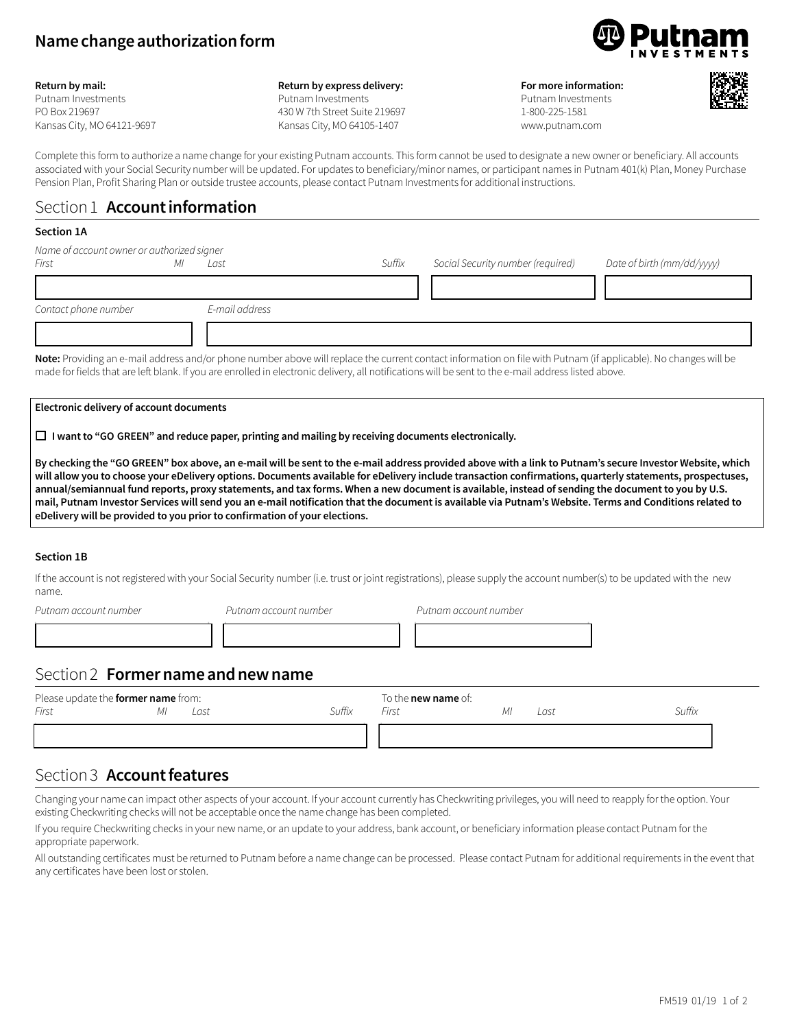# Name change authorization form

**Return by mail:**
Putnam Investments
PO Box 219697
Kansas City, MO 64121-9697

**Return by express delivery:**
Putnam Investments
430 W 7th Street Suite 219697
Kansas City, MO 64105-1407

**For more information:**
Putnam Investments
1-800-225-1581
www.putnam.com

Complete this form to authorize a name change for your existing Putnam accounts. This form cannot be used to designate a new owner or beneficiary. All accounts associated with your Social Security number will be updated. For updates to beneficiary/minor names, or participant names in Putnam 401(k) Plan, Money Purchase Pension Plan, Profit Sharing Plan or outside trustee accounts, please contact Putnam Investments for additional instructions.

## Section 1 **Account information**

### Section 1A

*Name of account owner or authorized signer*

| *First* | *MI* | *Last* | *Suffix* | *Social Security number (required)* | *Date of birth (mm/dd/yyyy)* |
|---|---|---|---|---|---|
| | | | | | |

| *Contact phone number* | *E-mail address* |
|---|---|
| | |

**Note:** Providing an e-mail address and/or phone number above will replace the current contact information on file with Putnam (if applicable). No changes will be made for fields that are left blank. If you are enrolled in electronic delivery, all notifications will be sent to the e-mail address listed above.

**Electronic delivery of account documents**

☐ **I want to "GO GREEN" and reduce paper, printing and mailing by receiving documents electronically.**

**By checking the "GO GREEN" box above, an e-mail will be sent to the e-mail address provided above with a link to Putnam's secure Investor Website, which will allow you to choose your eDelivery options. Documents available for eDelivery include transaction confirmations, quarterly statements, prospectuses, annual/semiannual fund reports, proxy statements, and tax forms. When a new document is available, instead of sending the document to you by U.S. mail, Putnam Investor Services will send you an e-mail notification that the document is available via Putnam's Website. Terms and Conditions related to eDelivery will be provided to you prior to confirmation of your elections.**

### Section 1B

If the account is not registered with your Social Security number (i.e. trust or joint registrations), please supply the account number(s) to be updated with the new name.

| *Putnam account number* | *Putnam account number* | *Putnam account number* |
|---|---|---|
| | | |

## Section 2 **Former name and new name**

Please update the **former name** from:

| *First* | *MI* | *Last* | *Suffix* |
|---|---|---|---|
| | | | |

To the **new name** of:

| *First* | *MI* | *Last* | *Suffix* |
|---|---|---|---|
| | | | |

## Section 3 **Account features**

Changing your name can impact other aspects of your account. If your account currently has Checkwriting privileges, you will need to reapply for the option. Your existing Checkwriting checks will not be acceptable once the name change has been completed.

If you require Checkwriting checks in your new name, or an update to your address, bank account, or beneficiary information please contact Putnam for the appropriate paperwork.

All outstanding certificates must be returned to Putnam before a name change can be processed. Please contact Putnam for additional requirements in the event that any certificates have been lost or stolen.

FM519 01/19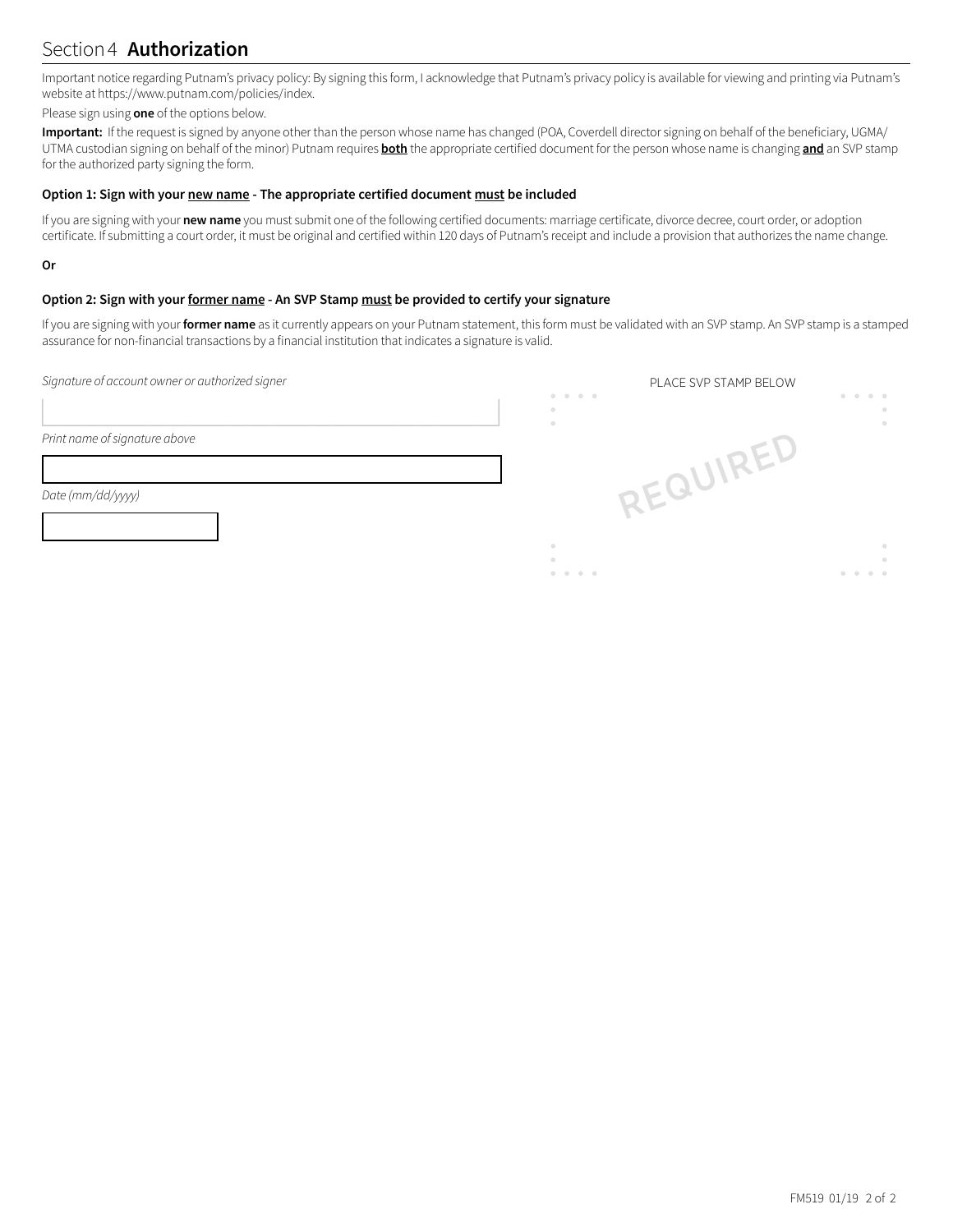## Section 4 **Authorization**

Important notice regarding Putnam's privacy policy: By signing this form, I acknowledge that Putnam's privacy policy is available for viewing and printing via Putnam's website at https://www.putnam.com/policies/index.

Please sign using **one** of the options below.

**Important:** If the request is signed by anyone other than the person whose name has changed (POA, Coverdell director signing on behalf of the beneficiary, UGMA/UTMA custodian signing on behalf of the minor) Putnam requires **both** the appropriate certified document for the person whose name is changing **and** an SVP stamp for the authorized party signing the form.

### Option 1: Sign with your new name - The appropriate certified document must be included

If you are signing with your **new name** you must submit one of the following certified documents: marriage certificate, divorce decree, court order, or adoption certificate. If submitting a court order, it must be original and certified within 120 days of Putnam's receipt and include a provision that authorizes the name change.

**Or**

### Option 2: Sign with your former name - An SVP Stamp must be provided to certify your signature

If you are signing with your **former name** as it currently appears on your Putnam statement, this form must be validated with an SVP stamp. An SVP stamp is a stamped assurance for non-financial transactions by a financial institution that indicates a signature is valid.

*Signature of account owner or authorized signer*

*Print name of signature above*

*Date (mm/dd/yyyy)*

PLACE SVP STAMP BELOW

REQUIRED

FM519 01/19